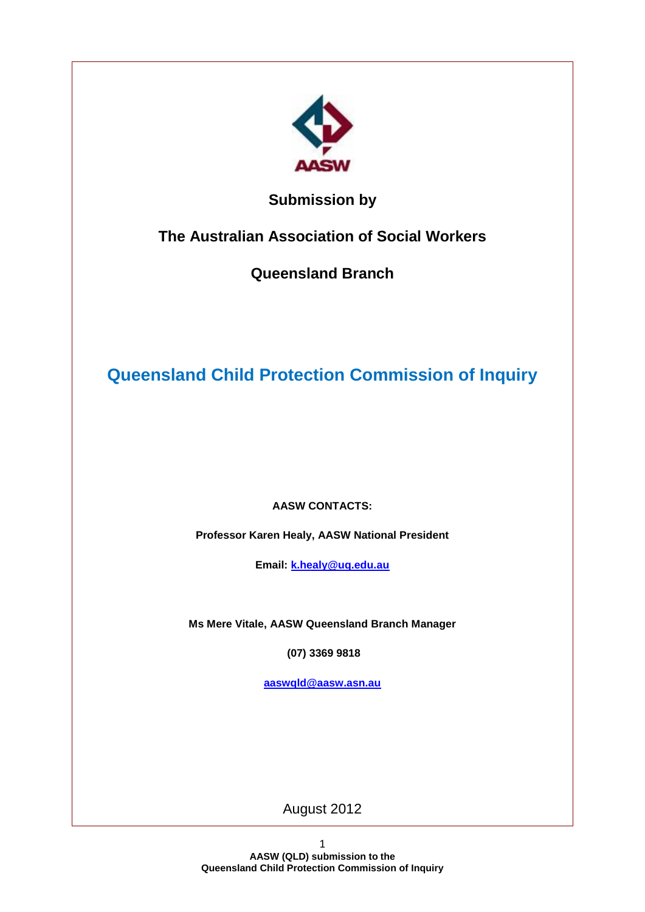AASW

**Submission by**

**The Australian Association of Social Workers**

**Queensland Branch**

# Queensland Child Protection Commission of Inquiry

**AASW CONTACTS:**

**Professor Karen Healy, AASW National President**

**Email: k.healy@uq.edu.au**

**Ms Mere Vitale, AASW Queensland Branch Manager**

**(07) 3369 9818**

**aaswqld@aasw.asn.au**

August 2012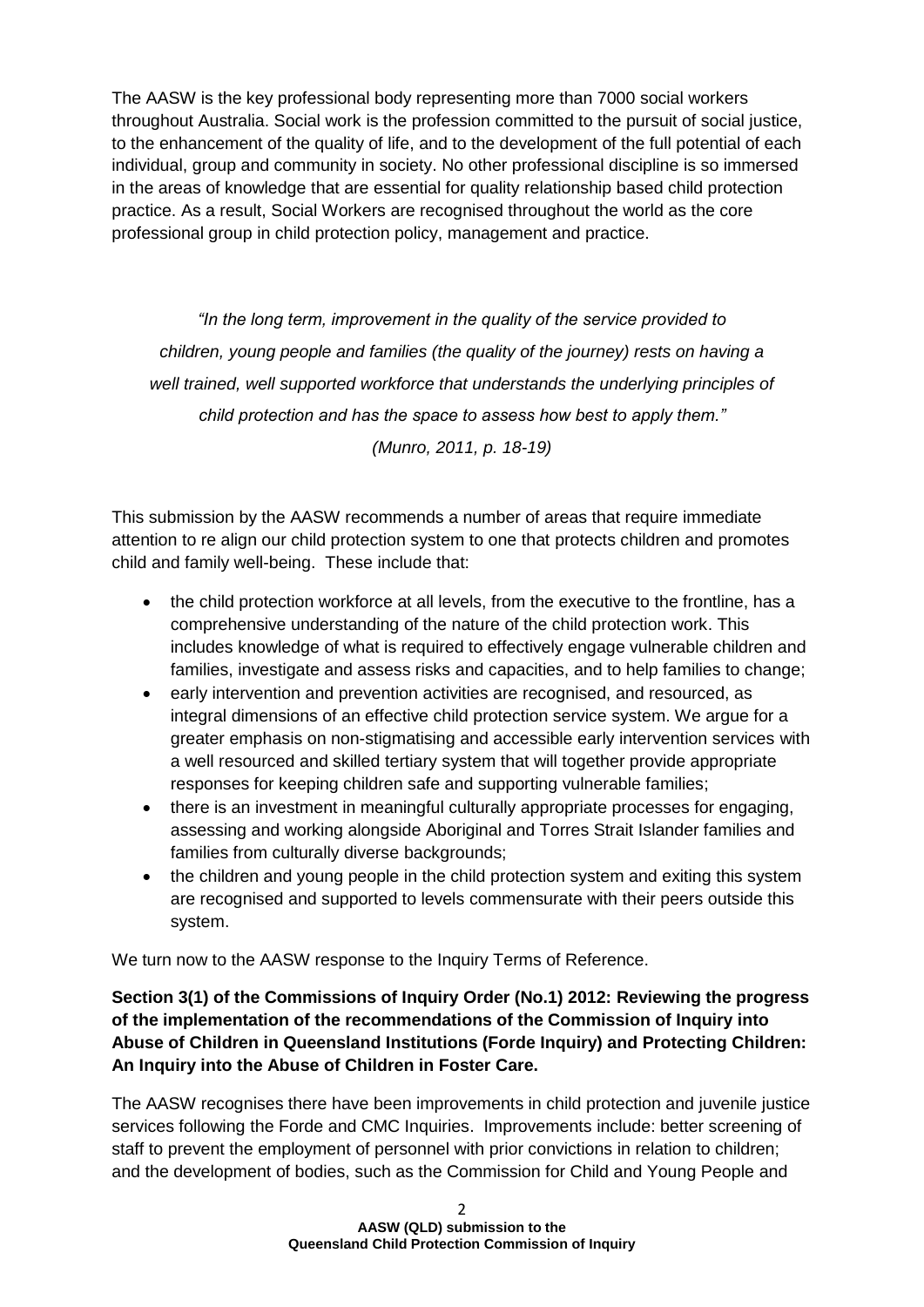The AASW is the key professional body representing more than 7000 social workers throughout Australia. Social work is the profession committed to the pursuit of social justice, to the enhancement of the quality of life, and to the development of the full potential of each individual, group and community in society. No other professional discipline is so immersed in the areas of knowledge that are essential for quality relationship based child protection practice. As a result, Social Workers are recognised throughout the world as the core professional group in child protection policy, management and practice.

> *"In the long term, improvement in the quality of the service provided to children, young people and families (the quality of the journey) rests on having a well trained, well supported workforce that understands the underlying principles of child protection and has the space to assess how best to apply them."*
>
> *(Munro, 2011, p. 18-19)*

This submission by the AASW recommends a number of areas that require immediate attention to re align our child protection system to one that protects children and promotes child and family well-being. These include that:

- the child protection workforce at all levels, from the executive to the frontline, has a comprehensive understanding of the nature of the child protection work. This includes knowledge of what is required to effectively engage vulnerable children and families, investigate and assess risks and capacities, and to help families to change;
- early intervention and prevention activities are recognised, and resourced, as integral dimensions of an effective child protection service system. We argue for a greater emphasis on non-stigmatising and accessible early intervention services with a well resourced and skilled tertiary system that will together provide appropriate responses for keeping children safe and supporting vulnerable families;
- there is an investment in meaningful culturally appropriate processes for engaging, assessing and working alongside Aboriginal and Torres Strait Islander families and families from culturally diverse backgrounds;
- the children and young people in the child protection system and exiting this system are recognised and supported to levels commensurate with their peers outside this system.

We turn now to the AASW response to the Inquiry Terms of Reference.

**Section 3(1) of the Commissions of Inquiry Order (No.1) 2012: Reviewing the progress of the implementation of the recommendations of the Commission of Inquiry into Abuse of Children in Queensland Institutions (Forde Inquiry) and Protecting Children: An Inquiry into the Abuse of Children in Foster Care.**

The AASW recognises there have been improvements in child protection and juvenile justice services following the Forde and CMC Inquiries. Improvements include: better screening of staff to prevent the employment of personnel with prior convictions in relation to children; and the development of bodies, such as the Commission for Child and Young People and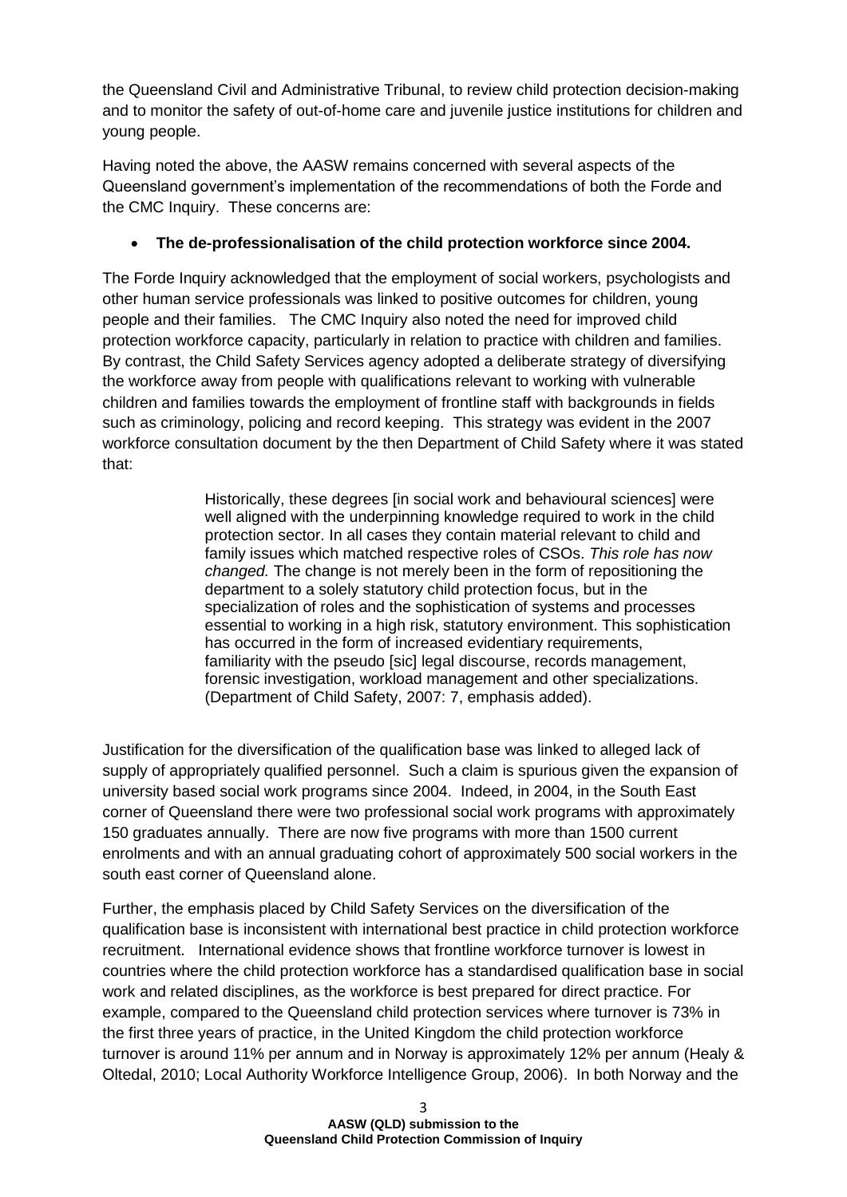the Queensland Civil and Administrative Tribunal, to review child protection decision-making and to monitor the safety of out-of-home care and juvenile justice institutions for children and young people.

Having noted the above, the AASW remains concerned with several aspects of the Queensland government's implementation of the recommendations of both the Forde and the CMC Inquiry. These concerns are:

- **The de-professionalisation of the child protection workforce since 2004.**

The Forde Inquiry acknowledged that the employment of social workers, psychologists and other human service professionals was linked to positive outcomes for children, young people and their families. The CMC Inquiry also noted the need for improved child protection workforce capacity, particularly in relation to practice with children and families. By contrast, the Child Safety Services agency adopted a deliberate strategy of diversifying the workforce away from people with qualifications relevant to working with vulnerable children and families towards the employment of frontline staff with backgrounds in fields such as criminology, policing and record keeping. This strategy was evident in the 2007 workforce consultation document by the then Department of Child Safety where it was stated that:

> Historically, these degrees [in social work and behavioural sciences] were well aligned with the underpinning knowledge required to work in the child protection sector. In all cases they contain material relevant to child and family issues which matched respective roles of CSOs. *This role has now changed.* The change is not merely been in the form of repositioning the department to a solely statutory child protection focus, but in the specialization of roles and the sophistication of systems and processes essential to working in a high risk, statutory environment. This sophistication has occurred in the form of increased evidentiary requirements, familiarity with the pseudo [sic] legal discourse, records management, forensic investigation, workload management and other specializations. (Department of Child Safety, 2007: 7, emphasis added).

Justification for the diversification of the qualification base was linked to alleged lack of supply of appropriately qualified personnel. Such a claim is spurious given the expansion of university based social work programs since 2004. Indeed, in 2004, in the South East corner of Queensland there were two professional social work programs with approximately 150 graduates annually. There are now five programs with more than 1500 current enrolments and with an annual graduating cohort of approximately 500 social workers in the south east corner of Queensland alone.

Further, the emphasis placed by Child Safety Services on the diversification of the qualification base is inconsistent with international best practice in child protection workforce recruitment. International evidence shows that frontline workforce turnover is lowest in countries where the child protection workforce has a standardised qualification base in social work and related disciplines, as the workforce is best prepared for direct practice. For example, compared to the Queensland child protection services where turnover is 73% in the first three years of practice, in the United Kingdom the child protection workforce turnover is around 11% per annum and in Norway is approximately 12% per annum (Healy & Oltedal, 2010; Local Authority Workforce Intelligence Group, 2006). In both Norway and the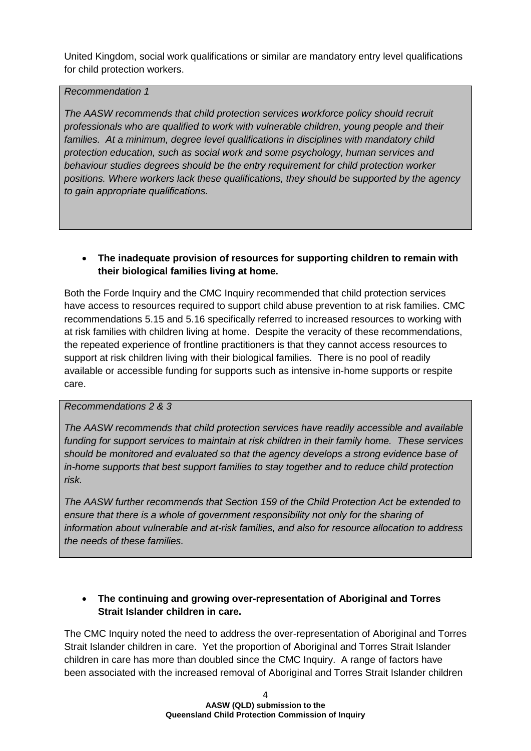United Kingdom, social work qualifications or similar are mandatory entry level qualifications for child protection workers.

> *Recommendation 1*
>
> *The AASW recommends that child protection services workforce policy should recruit professionals who are qualified to work with vulnerable children, young people and their families. At a minimum, degree level qualifications in disciplines with mandatory child protection education, such as social work and some psychology, human services and behaviour studies degrees should be the entry requirement for child protection worker positions. Where workers lack these qualifications, they should be supported by the agency to gain appropriate qualifications.*

- **The inadequate provision of resources for supporting children to remain with their biological families living at home.**

Both the Forde Inquiry and the CMC Inquiry recommended that child protection services have access to resources required to support child abuse prevention to at risk families. CMC recommendations 5.15 and 5.16 specifically referred to increased resources to working with at risk families with children living at home. Despite the veracity of these recommendations, the repeated experience of frontline practitioners is that they cannot access resources to support at risk children living with their biological families. There is no pool of readily available or accessible funding for supports such as intensive in-home supports or respite care.

> *Recommendations 2 & 3*
>
> *The AASW recommends that child protection services have readily accessible and available funding for support services to maintain at risk children in their family home. These services should be monitored and evaluated so that the agency develops a strong evidence base of in-home supports that best support families to stay together and to reduce child protection risk.*
>
> *The AASW further recommends that Section 159 of the Child Protection Act be extended to ensure that there is a whole of government responsibility not only for the sharing of information about vulnerable and at-risk families, and also for resource allocation to address the needs of these families.*

- **The continuing and growing over-representation of Aboriginal and Torres Strait Islander children in care.**

The CMC Inquiry noted the need to address the over-representation of Aboriginal and Torres Strait Islander children in care. Yet the proportion of Aboriginal and Torres Strait Islander children in care has more than doubled since the CMC Inquiry. A range of factors have been associated with the increased removal of Aboriginal and Torres Strait Islander children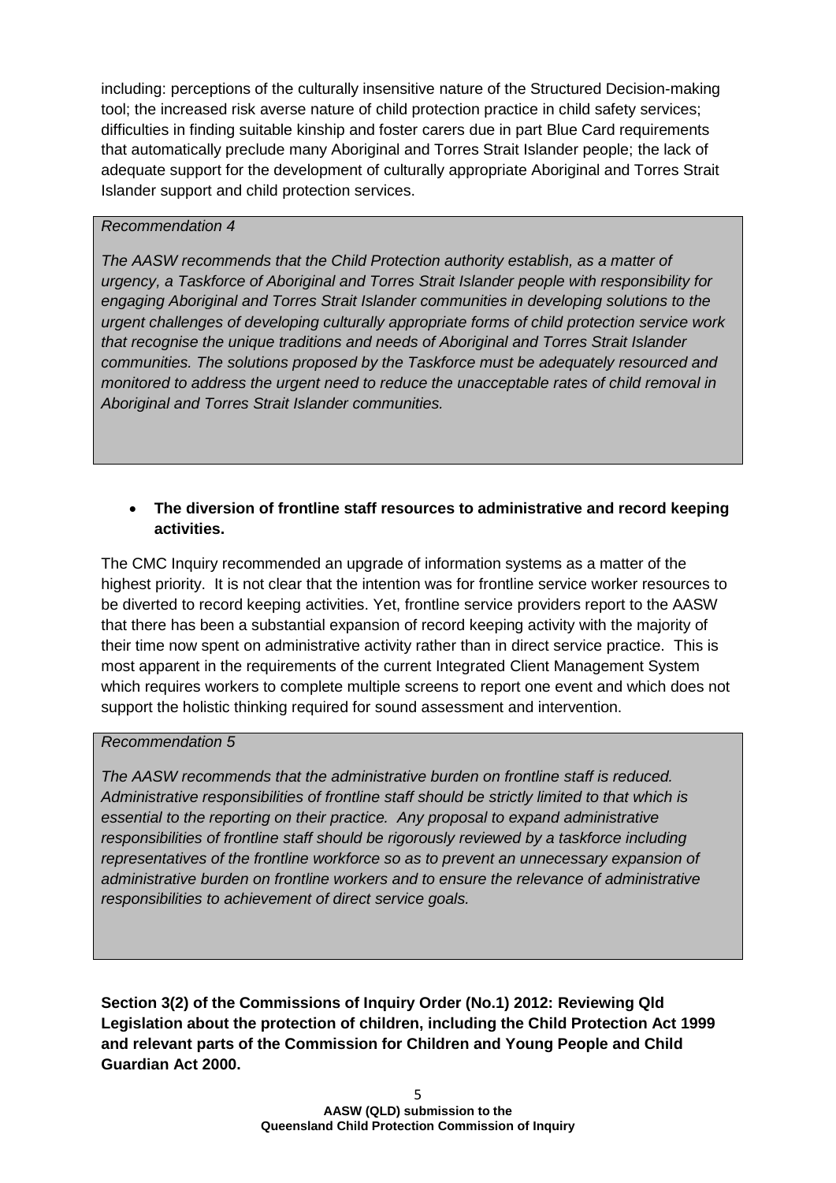including: perceptions of the culturally insensitive nature of the Structured Decision-making tool; the increased risk averse nature of child protection practice in child safety services; difficulties in finding suitable kinship and foster carers due in part Blue Card requirements that automatically preclude many Aboriginal and Torres Strait Islander people; the lack of adequate support for the development of culturally appropriate Aboriginal and Torres Strait Islander support and child protection services.

> *Recommendation 4*
>
> *The AASW recommends that the Child Protection authority establish, as a matter of urgency, a Taskforce of Aboriginal and Torres Strait Islander people with responsibility for engaging Aboriginal and Torres Strait Islander communities in developing solutions to the urgent challenges of developing culturally appropriate forms of child protection service work that recognise the unique traditions and needs of Aboriginal and Torres Strait Islander communities. The solutions proposed by the Taskforce must be adequately resourced and monitored to address the urgent need to reduce the unacceptable rates of child removal in Aboriginal and Torres Strait Islander communities.*

- **The diversion of frontline staff resources to administrative and record keeping activities.**

The CMC Inquiry recommended an upgrade of information systems as a matter of the highest priority. It is not clear that the intention was for frontline service worker resources to be diverted to record keeping activities. Yet, frontline service providers report to the AASW that there has been a substantial expansion of record keeping activity with the majority of their time now spent on administrative activity rather than in direct service practice. This is most apparent in the requirements of the current Integrated Client Management System which requires workers to complete multiple screens to report one event and which does not support the holistic thinking required for sound assessment and intervention.

> *Recommendation 5*
>
> *The AASW recommends that the administrative burden on frontline staff is reduced. Administrative responsibilities of frontline staff should be strictly limited to that which is essential to the reporting on their practice. Any proposal to expand administrative responsibilities of frontline staff should be rigorously reviewed by a taskforce including representatives of the frontline workforce so as to prevent an unnecessary expansion of administrative burden on frontline workers and to ensure the relevance of administrative responsibilities to achievement of direct service goals.*

**Section 3(2) of the Commissions of Inquiry Order (No.1) 2012: Reviewing Qld Legislation about the protection of children, including the Child Protection Act 1999 and relevant parts of the Commission for Children and Young People and Child Guardian Act 2000.**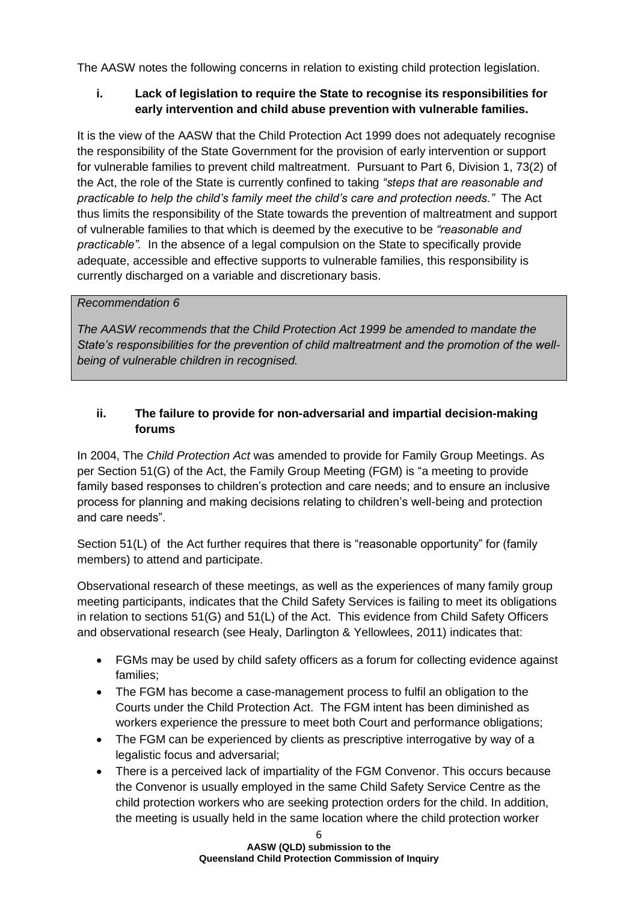The AASW notes the following concerns in relation to existing child protection legislation.

**i. Lack of legislation to require the State to recognise its responsibilities for early intervention and child abuse prevention with vulnerable families.**

It is the view of the AASW that the Child Protection Act 1999 does not adequately recognise the responsibility of the State Government for the provision of early intervention or support for vulnerable families to prevent child maltreatment. Pursuant to Part 6, Division 1, 73(2) of the Act, the role of the State is currently confined to taking *"steps that are reasonable and practicable to help the child's family meet the child's care and protection needs."* The Act thus limits the responsibility of the State towards the prevention of maltreatment and support of vulnerable families to that which is deemed by the executive to be *"reasonable and practicable".* In the absence of a legal compulsion on the State to specifically provide adequate, accessible and effective supports to vulnerable families, this responsibility is currently discharged on a variable and discretionary basis.

> *Recommendation 6*
>
> *The AASW recommends that the Child Protection Act 1999 be amended to mandate the State's responsibilities for the prevention of child maltreatment and the promotion of the well-being of vulnerable children in recognised.*

**ii. The failure to provide for non-adversarial and impartial decision-making forums**

In 2004, The *Child Protection Act* was amended to provide for Family Group Meetings. As per Section 51(G) of the Act, the Family Group Meeting (FGM) is "a meeting to provide family based responses to children's protection and care needs; and to ensure an inclusive process for planning and making decisions relating to children's well-being and protection and care needs".

Section 51(L) of the Act further requires that there is "reasonable opportunity" for (family members) to attend and participate.

Observational research of these meetings, as well as the experiences of many family group meeting participants, indicates that the Child Safety Services is failing to meet its obligations in relation to sections 51(G) and 51(L) of the Act. This evidence from Child Safety Officers and observational research (see Healy, Darlington & Yellowlees, 2011) indicates that:

- FGMs may be used by child safety officers as a forum for collecting evidence against families;
- The FGM has become a case-management process to fulfil an obligation to the Courts under the Child Protection Act. The FGM intent has been diminished as workers experience the pressure to meet both Court and performance obligations;
- The FGM can be experienced by clients as prescriptive interrogative by way of a legalistic focus and adversarial;
- There is a perceived lack of impartiality of the FGM Convenor. This occurs because the Convenor is usually employed in the same Child Safety Service Centre as the child protection workers who are seeking protection orders for the child. In addition, the meeting is usually held in the same location where the child protection worker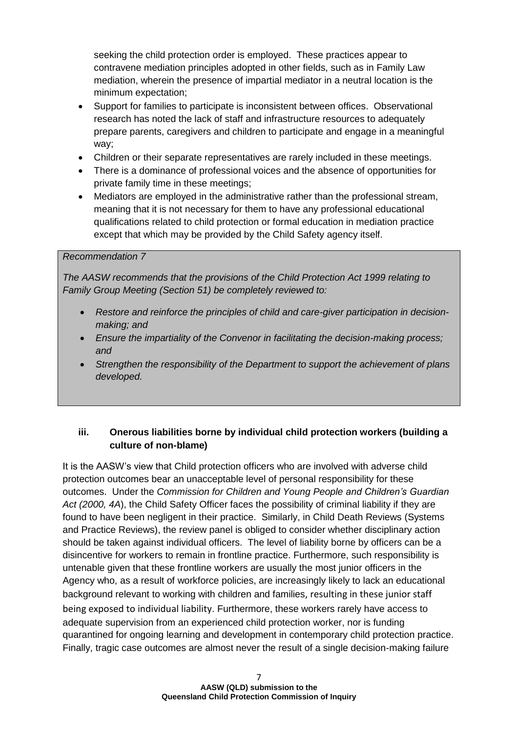seeking the child protection order is employed. These practices appear to contravene mediation principles adopted in other fields, such as in Family Law mediation, wherein the presence of impartial mediator in a neutral location is the minimum expectation;

- Support for families to participate is inconsistent between offices. Observational research has noted the lack of staff and infrastructure resources to adequately prepare parents, caregivers and children to participate and engage in a meaningful way;
- Children or their separate representatives are rarely included in these meetings.
- There is a dominance of professional voices and the absence of opportunities for private family time in these meetings;
- Mediators are employed in the administrative rather than the professional stream, meaning that it is not necessary for them to have any professional educational qualifications related to child protection or formal education in mediation practice except that which may be provided by the Child Safety agency itself.

> *Recommendation 7*
>
> *The AASW recommends that the provisions of the Child Protection Act 1999 relating to Family Group Meeting (Section 51) be completely reviewed to:*
>
> - *Restore and reinforce the principles of child and care-giver participation in decision-making; and*
> - *Ensure the impartiality of the Convenor in facilitating the decision-making process; and*
> - *Strengthen the responsibility of the Department to support the achievement of plans developed.*

### iii. Onerous liabilities borne by individual child protection workers (building a culture of non-blame)

It is the AASW's view that Child protection officers who are involved with adverse child protection outcomes bear an unacceptable level of personal responsibility for these outcomes. Under the *Commission for Children and Young People and Children's Guardian Act (2000, 4A*), the Child Safety Officer faces the possibility of criminal liability if they are found to have been negligent in their practice. Similarly, in Child Death Reviews (Systems and Practice Reviews), the review panel is obliged to consider whether disciplinary action should be taken against individual officers. The level of liability borne by officers can be a disincentive for workers to remain in frontline practice. Furthermore, such responsibility is untenable given that these frontline workers are usually the most junior officers in the Agency who, as a result of workforce policies, are increasingly likely to lack an educational background relevant to working with children and families, resulting in these junior staff being exposed to individual liability. Furthermore, these workers rarely have access to adequate supervision from an experienced child protection worker, nor is funding quarantined for ongoing learning and development in contemporary child protection practice. Finally, tragic case outcomes are almost never the result of a single decision-making failure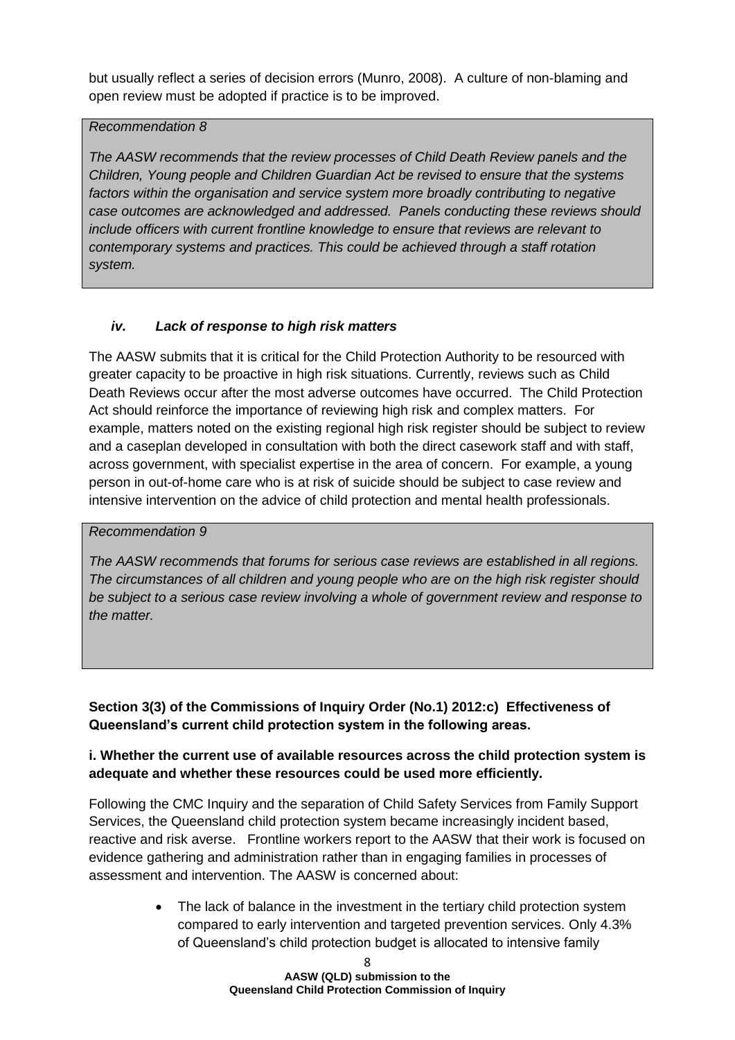but usually reflect a series of decision errors (Munro, 2008). A culture of non-blaming and open review must be adopted if practice is to be improved.

> *Recommendation 8*
>
> *The AASW recommends that the review processes of Child Death Review panels and the Children, Young people and Children Guardian Act be revised to ensure that the systems factors within the organisation and service system more broadly contributing to negative case outcomes are acknowledged and addressed. Panels conducting these reviews should include officers with current frontline knowledge to ensure that reviews are relevant to contemporary systems and practices. This could be achieved through a staff rotation system.*

### *iv. Lack of response to high risk matters*

The AASW submits that it is critical for the Child Protection Authority to be resourced with greater capacity to be proactive in high risk situations. Currently, reviews such as Child Death Reviews occur after the most adverse outcomes have occurred. The Child Protection Act should reinforce the importance of reviewing high risk and complex matters. For example, matters noted on the existing regional high risk register should be subject to review and a caseplan developed in consultation with both the direct casework staff and with staff, across government, with specialist expertise in the area of concern. For example, a young person in out-of-home care who is at risk of suicide should be subject to case review and intensive intervention on the advice of child protection and mental health professionals.

> *Recommendation 9*
>
> *The AASW recommends that forums for serious case reviews are established in all regions. The circumstances of all children and young people who are on the high risk register should be subject to a serious case review involving a whole of government review and response to the matter.*

**Section 3(3) of the Commissions of Inquiry Order (No.1) 2012:c) Effectiveness of Queensland's current child protection system in the following areas.**

**i. Whether the current use of available resources across the child protection system is adequate and whether these resources could be used more efficiently.**

Following the CMC Inquiry and the separation of Child Safety Services from Family Support Services, the Queensland child protection system became increasingly incident based, reactive and risk averse. Frontline workers report to the AASW that their work is focused on evidence gathering and administration rather than in engaging families in processes of assessment and intervention. The AASW is concerned about:

- The lack of balance in the investment in the tertiary child protection system compared to early intervention and targeted prevention services. Only 4.3% of Queensland's child protection budget is allocated to intensive family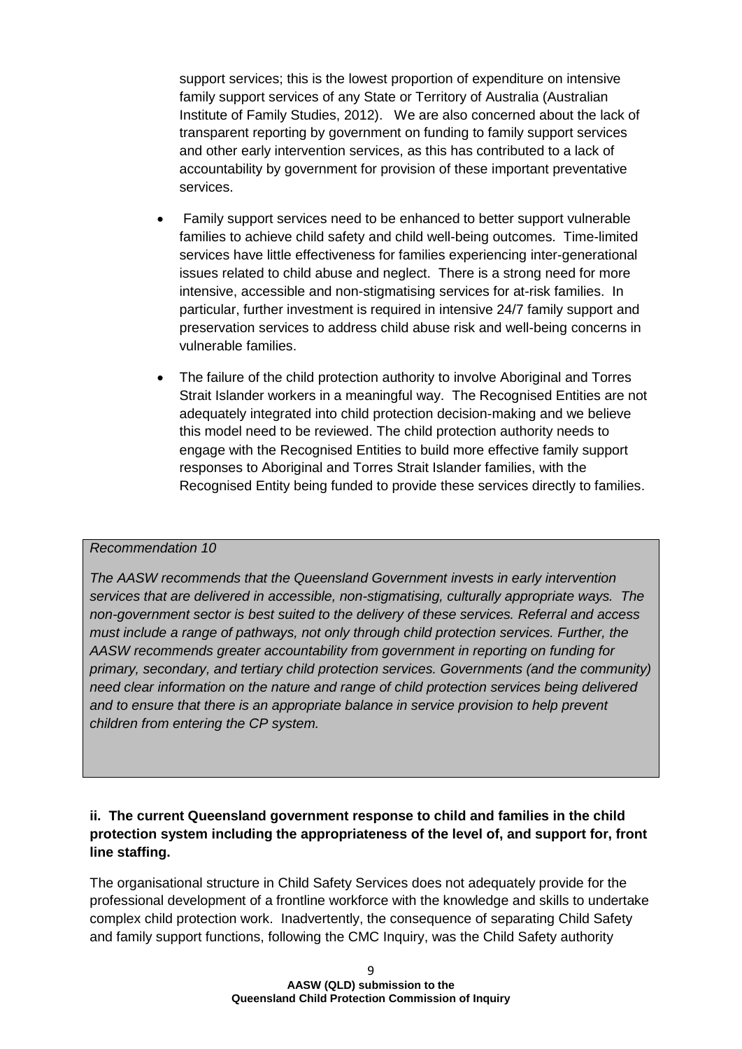support services; this is the lowest proportion of expenditure on intensive family support services of any State or Territory of Australia (Australian Institute of Family Studies, 2012). We are also concerned about the lack of transparent reporting by government on funding to family support services and other early intervention services, as this has contributed to a lack of accountability by government for provision of these important preventative services.

- Family support services need to be enhanced to better support vulnerable families to achieve child safety and child well-being outcomes. Time-limited services have little effectiveness for families experiencing inter-generational issues related to child abuse and neglect. There is a strong need for more intensive, accessible and non-stigmatising services for at-risk families. In particular, further investment is required in intensive 24/7 family support and preservation services to address child abuse risk and well-being concerns in vulnerable families.
- The failure of the child protection authority to involve Aboriginal and Torres Strait Islander workers in a meaningful way. The Recognised Entities are not adequately integrated into child protection decision-making and we believe this model need to be reviewed. The child protection authority needs to engage with the Recognised Entities to build more effective family support responses to Aboriginal and Torres Strait Islander families, with the Recognised Entity being funded to provide these services directly to families.

> *Recommendation 10*
>
> *The AASW recommends that the Queensland Government invests in early intervention services that are delivered in accessible, non-stigmatising, culturally appropriate ways. The non-government sector is best suited to the delivery of these services. Referral and access must include a range of pathways, not only through child protection services. Further, the AASW recommends greater accountability from government in reporting on funding for primary, secondary, and tertiary child protection services. Governments (and the community) need clear information on the nature and range of child protection services being delivered and to ensure that there is an appropriate balance in service provision to help prevent children from entering the CP system.*

**ii. The current Queensland government response to child and families in the child protection system including the appropriateness of the level of, and support for, front line staffing.**

The organisational structure in Child Safety Services does not adequately provide for the professional development of a frontline workforce with the knowledge and skills to undertake complex child protection work. Inadvertently, the consequence of separating Child Safety and family support functions, following the CMC Inquiry, was the Child Safety authority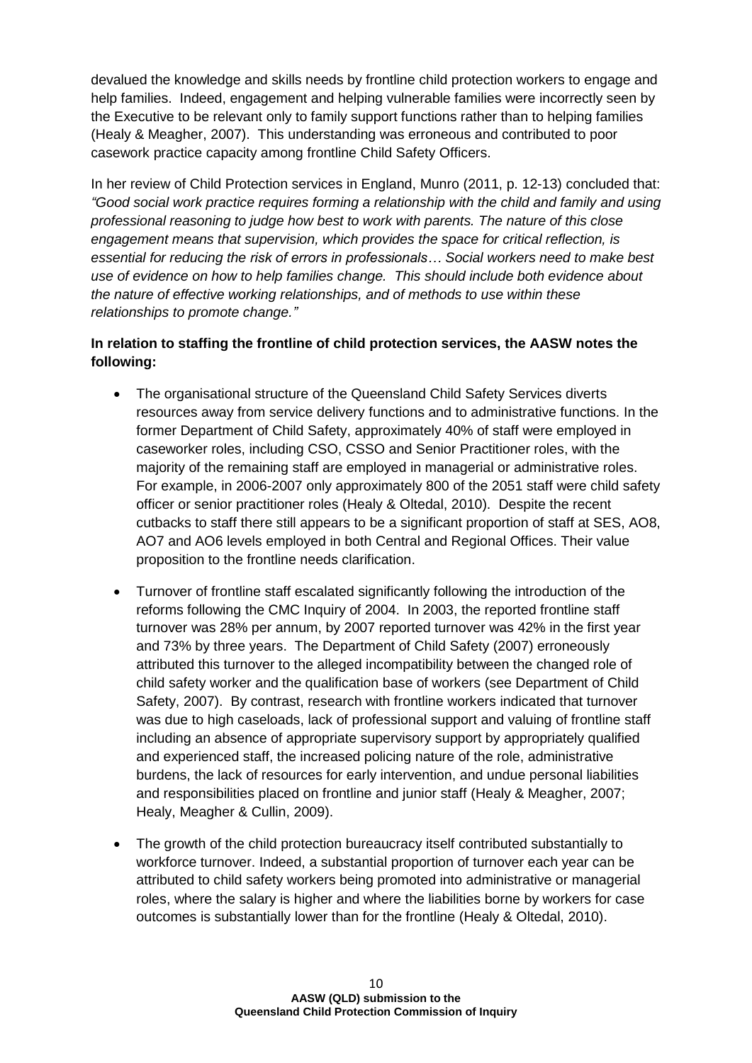devalued the knowledge and skills needs by frontline child protection workers to engage and help families. Indeed, engagement and helping vulnerable families were incorrectly seen by the Executive to be relevant only to family support functions rather than to helping families (Healy & Meagher, 2007). This understanding was erroneous and contributed to poor casework practice capacity among frontline Child Safety Officers.

In her review of Child Protection services in England, Munro (2011, p. 12-13) concluded that: *"Good social work practice requires forming a relationship with the child and family and using professional reasoning to judge how best to work with parents. The nature of this close engagement means that supervision, which provides the space for critical reflection, is essential for reducing the risk of errors in professionals… Social workers need to make best use of evidence on how to help families change. This should include both evidence about the nature of effective working relationships, and of methods to use within these relationships to promote change."*

**In relation to staffing the frontline of child protection services, the AASW notes the following:**

- The organisational structure of the Queensland Child Safety Services diverts resources away from service delivery functions and to administrative functions. In the former Department of Child Safety, approximately 40% of staff were employed in caseworker roles, including CSO, CSSO and Senior Practitioner roles, with the majority of the remaining staff are employed in managerial or administrative roles. For example, in 2006-2007 only approximately 800 of the 2051 staff were child safety officer or senior practitioner roles (Healy & Oltedal, 2010). Despite the recent cutbacks to staff there still appears to be a significant proportion of staff at SES, AO8, AO7 and AO6 levels employed in both Central and Regional Offices. Their value proposition to the frontline needs clarification.
- Turnover of frontline staff escalated significantly following the introduction of the reforms following the CMC Inquiry of 2004. In 2003, the reported frontline staff turnover was 28% per annum, by 2007 reported turnover was 42% in the first year and 73% by three years. The Department of Child Safety (2007) erroneously attributed this turnover to the alleged incompatibility between the changed role of child safety worker and the qualification base of workers (see Department of Child Safety, 2007). By contrast, research with frontline workers indicated that turnover was due to high caseloads, lack of professional support and valuing of frontline staff including an absence of appropriate supervisory support by appropriately qualified and experienced staff, the increased policing nature of the role, administrative burdens, the lack of resources for early intervention, and undue personal liabilities and responsibilities placed on frontline and junior staff (Healy & Meagher, 2007; Healy, Meagher & Cullin, 2009).
- The growth of the child protection bureaucracy itself contributed substantially to workforce turnover. Indeed, a substantial proportion of turnover each year can be attributed to child safety workers being promoted into administrative or managerial roles, where the salary is higher and where the liabilities borne by workers for case outcomes is substantially lower than for the frontline (Healy & Oltedal, 2010).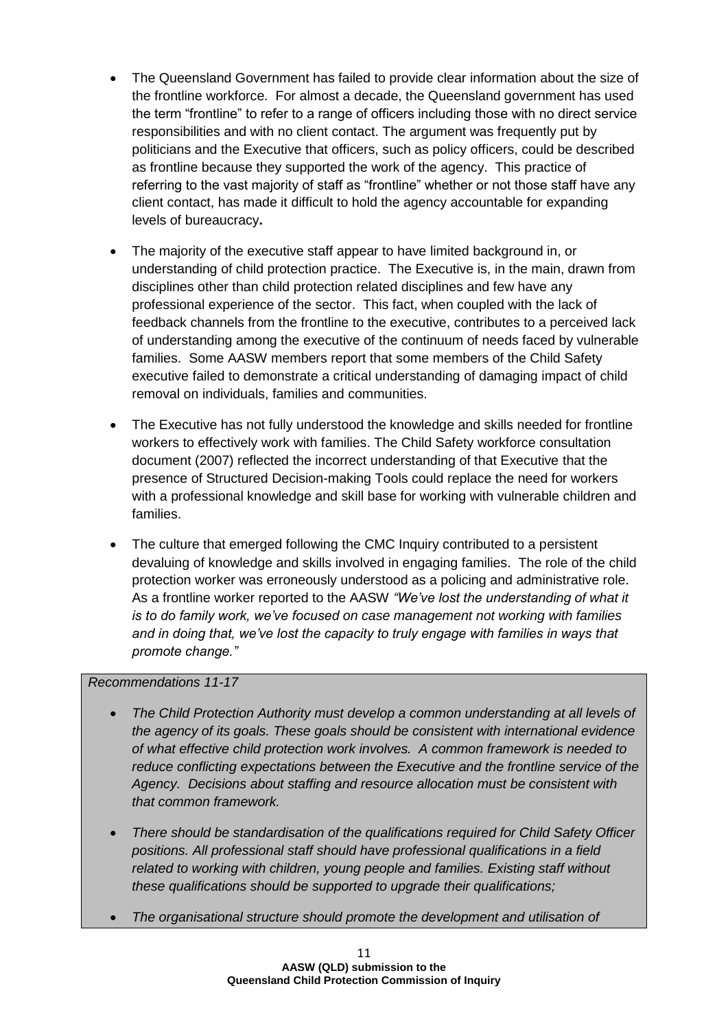- The Queensland Government has failed to provide clear information about the size of the frontline workforce. For almost a decade, the Queensland government has used the term "frontline" to refer to a range of officers including those with no direct service responsibilities and with no client contact. The argument was frequently put by politicians and the Executive that officers, such as policy officers, could be described as frontline because they supported the work of the agency. This practice of referring to the vast majority of staff as "frontline" whether or not those staff have any client contact, has made it difficult to hold the agency accountable for expanding levels of bureaucracy**.**

- The majority of the executive staff appear to have limited background in, or understanding of child protection practice. The Executive is, in the main, drawn from disciplines other than child protection related disciplines and few have any professional experience of the sector. This fact, when coupled with the lack of feedback channels from the frontline to the executive, contributes to a perceived lack of understanding among the executive of the continuum of needs faced by vulnerable families. Some AASW members report that some members of the Child Safety executive failed to demonstrate a critical understanding of damaging impact of child removal on individuals, families and communities.

- The Executive has not fully understood the knowledge and skills needed for frontline workers to effectively work with families. The Child Safety workforce consultation document (2007) reflected the incorrect understanding of that Executive that the presence of Structured Decision-making Tools could replace the need for workers with a professional knowledge and skill base for working with vulnerable children and families.

- The culture that emerged following the CMC Inquiry contributed to a persistent devaluing of knowledge and skills involved in engaging families. The role of the child protection worker was erroneously understood as a policing and administrative role. As a frontline worker reported to the AASW *"We've lost the understanding of what it is to do family work, we've focused on case management not working with families and in doing that, we've lost the capacity to truly engage with families in ways that promote change."*

*Recommendations 11-17*

- *The Child Protection Authority must develop a common understanding at all levels of the agency of its goals. These goals should be consistent with international evidence of what effective child protection work involves. A common framework is needed to reduce conflicting expectations between the Executive and the frontline service of the Agency. Decisions about staffing and resource allocation must be consistent with that common framework.*

- *There should be standardisation of the qualifications required for Child Safety Officer positions. All professional staff should have professional qualifications in a field related to working with children, young people and families. Existing staff without these qualifications should be supported to upgrade their qualifications;*

- *The organisational structure should promote the development and utilisation of*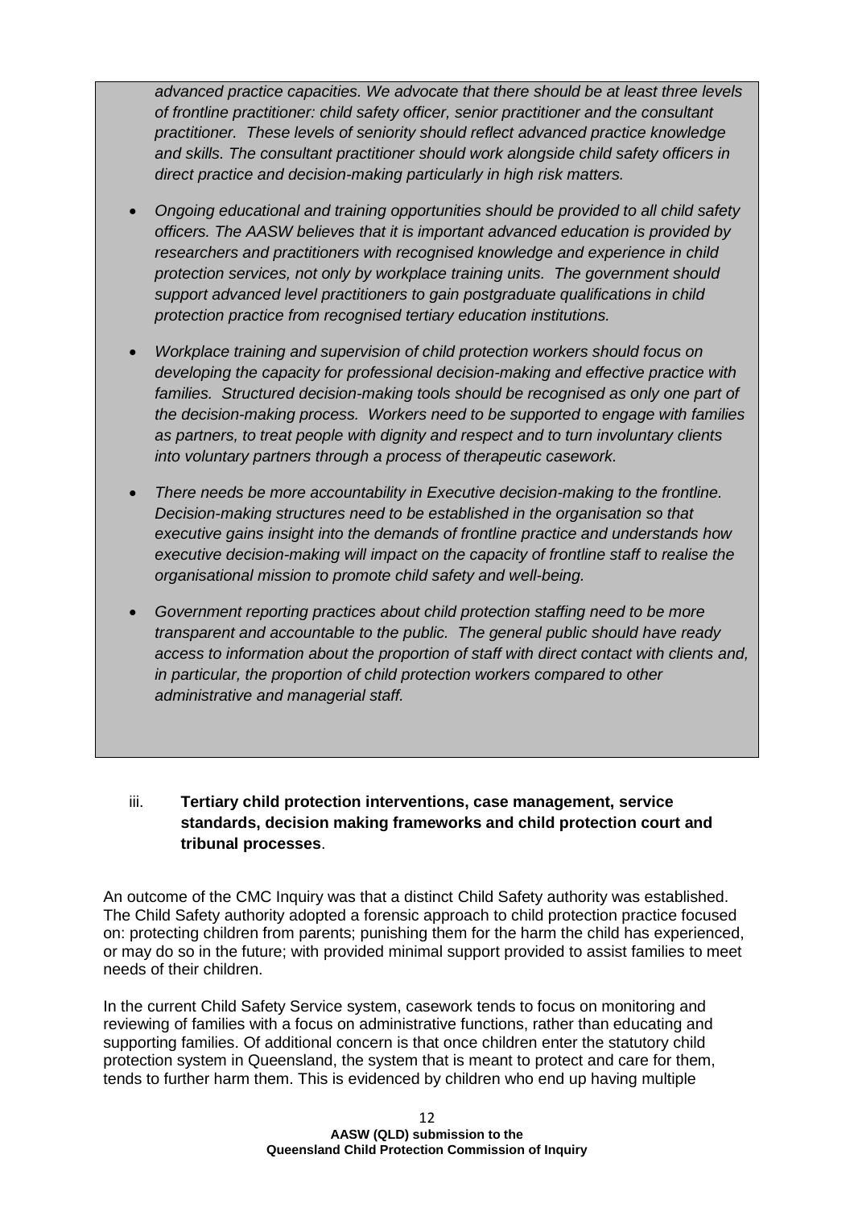*advanced practice capacities. We advocate that there should be at least three levels of frontline practitioner: child safety officer, senior practitioner and the consultant practitioner. These levels of seniority should reflect advanced practice knowledge and skills. The consultant practitioner should work alongside child safety officers in direct practice and decision-making particularly in high risk matters.*

- *Ongoing educational and training opportunities should be provided to all child safety officers. The AASW believes that it is important advanced education is provided by researchers and practitioners with recognised knowledge and experience in child protection services, not only by workplace training units. The government should support advanced level practitioners to gain postgraduate qualifications in child protection practice from recognised tertiary education institutions.*

- *Workplace training and supervision of child protection workers should focus on developing the capacity for professional decision-making and effective practice with families. Structured decision-making tools should be recognised as only one part of the decision-making process. Workers need to be supported to engage with families as partners, to treat people with dignity and respect and to turn involuntary clients into voluntary partners through a process of therapeutic casework.*

- *There needs be more accountability in Executive decision-making to the frontline. Decision-making structures need to be established in the organisation so that executive gains insight into the demands of frontline practice and understands how executive decision-making will impact on the capacity of frontline staff to realise the organisational mission to promote child safety and well-being.*

- *Government reporting practices about child protection staffing need to be more transparent and accountable to the public. The general public should have ready access to information about the proportion of staff with direct contact with clients and, in particular, the proportion of child protection workers compared to other administrative and managerial staff.*

### iii. **Tertiary child protection interventions, case management, service standards, decision making frameworks and child protection court and tribunal processes**.

An outcome of the CMC Inquiry was that a distinct Child Safety authority was established. The Child Safety authority adopted a forensic approach to child protection practice focused on: protecting children from parents; punishing them for the harm the child has experienced, or may do so in the future; with provided minimal support provided to assist families to meet needs of their children.

In the current Child Safety Service system, casework tends to focus on monitoring and reviewing of families with a focus on administrative functions, rather than educating and supporting families. Of additional concern is that once children enter the statutory child protection system in Queensland, the system that is meant to protect and care for them, tends to further harm them. This is evidenced by children who end up having multiple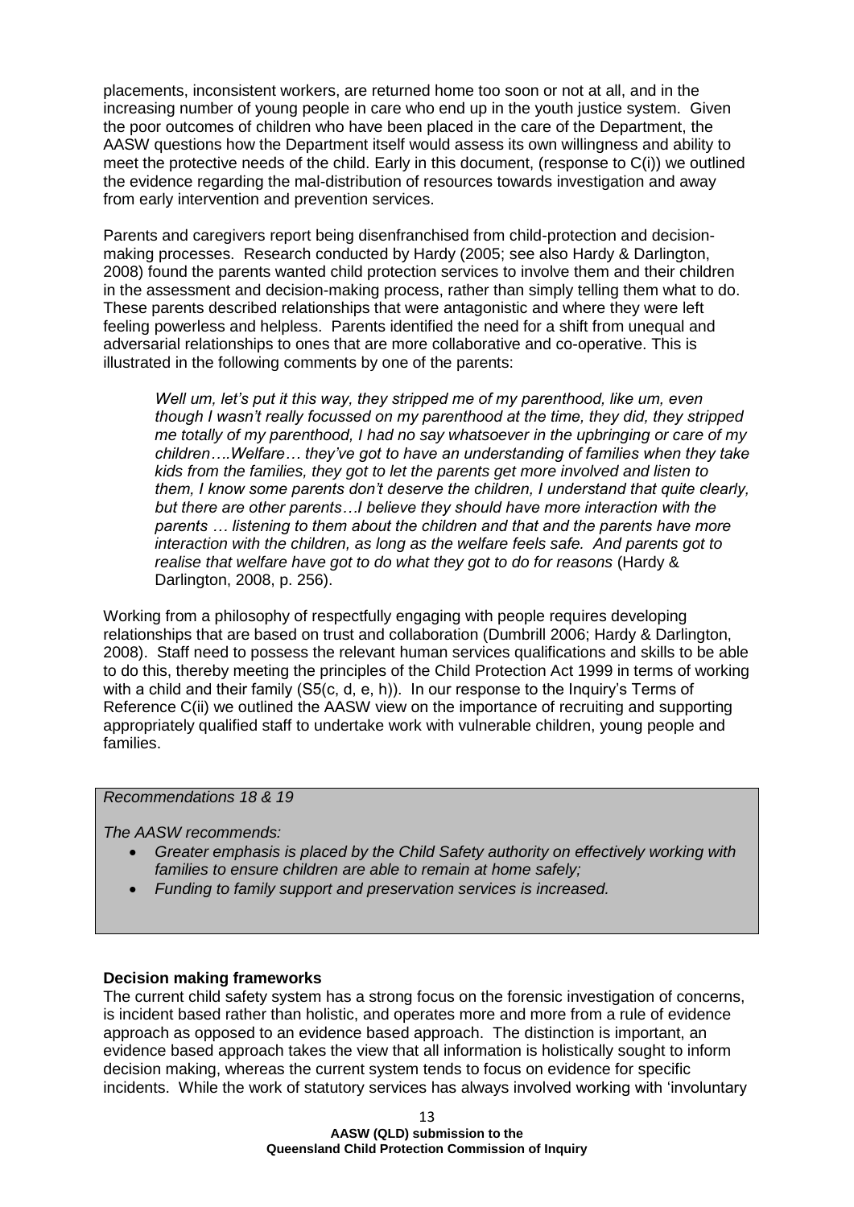placements, inconsistent workers, are returned home too soon or not at all, and in the increasing number of young people in care who end up in the youth justice system. Given the poor outcomes of children who have been placed in the care of the Department, the AASW questions how the Department itself would assess its own willingness and ability to meet the protective needs of the child. Early in this document, (response to C(i)) we outlined the evidence regarding the mal-distribution of resources towards investigation and away from early intervention and prevention services.

Parents and caregivers report being disenfranchised from child-protection and decision-making processes. Research conducted by Hardy (2005; see also Hardy & Darlington, 2008) found the parents wanted child protection services to involve them and their children in the assessment and decision-making process, rather than simply telling them what to do. These parents described relationships that were antagonistic and where they were left feeling powerless and helpless. Parents identified the need for a shift from unequal and adversarial relationships to ones that are more collaborative and co-operative. This is illustrated in the following comments by one of the parents:

> *Well um, let's put it this way, they stripped me of my parenthood, like um, even though I wasn't really focussed on my parenthood at the time, they did, they stripped me totally of my parenthood, I had no say whatsoever in the upbringing or care of my children….Welfare… they've got to have an understanding of families when they take kids from the families, they got to let the parents get more involved and listen to them, I know some parents don't deserve the children, I understand that quite clearly, but there are other parents…I believe they should have more interaction with the parents … listening to them about the children and that and the parents have more interaction with the children, as long as the welfare feels safe. And parents got to realise that welfare have got to do what they got to do for reasons* (Hardy & Darlington, 2008, p. 256).

Working from a philosophy of respectfully engaging with people requires developing relationships that are based on trust and collaboration (Dumbrill 2006; Hardy & Darlington, 2008). Staff need to possess the relevant human services qualifications and skills to be able to do this, thereby meeting the principles of the Child Protection Act 1999 in terms of working with a child and their family (S5(c, d, e, h)). In our response to the Inquiry's Terms of Reference C(ii) we outlined the AASW view on the importance of recruiting and supporting appropriately qualified staff to undertake work with vulnerable children, young people and families.

> *Recommendations 18 & 19*
>
> *The AASW recommends:*
>
> - *Greater emphasis is placed by the Child Safety authority on effectively working with families to ensure children are able to remain at home safely;*
> - *Funding to family support and preservation services is increased.*

**Decision making frameworks**

The current child safety system has a strong focus on the forensic investigation of concerns, is incident based rather than holistic, and operates more and more from a rule of evidence approach as opposed to an evidence based approach. The distinction is important, an evidence based approach takes the view that all information is holistically sought to inform decision making, whereas the current system tends to focus on evidence for specific incidents. While the work of statutory services has always involved working with 'involuntary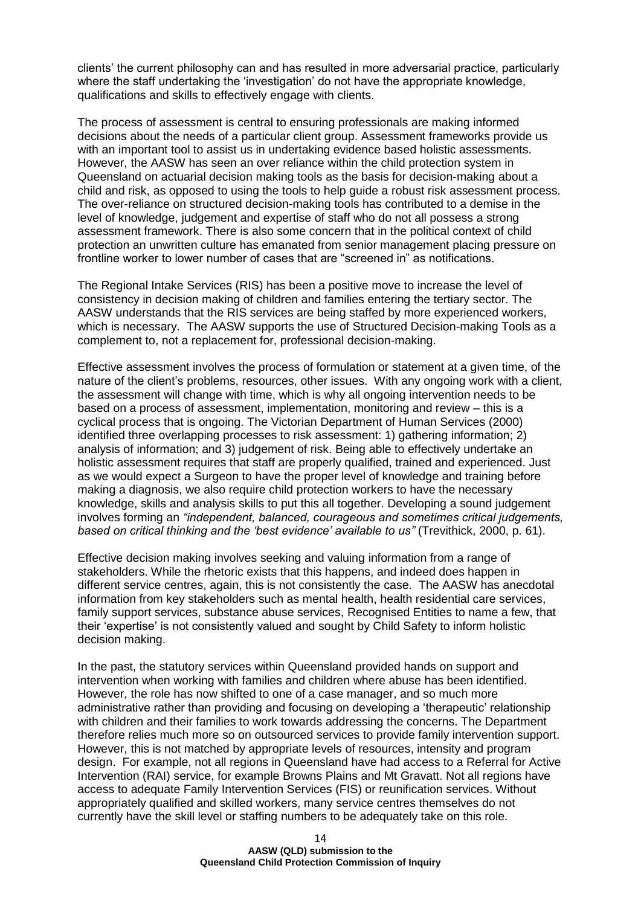clients' the current philosophy can and has resulted in more adversarial practice, particularly where the staff undertaking the 'investigation' do not have the appropriate knowledge, qualifications and skills to effectively engage with clients.

The process of assessment is central to ensuring professionals are making informed decisions about the needs of a particular client group. Assessment frameworks provide us with an important tool to assist us in undertaking evidence based holistic assessments. However, the AASW has seen an over reliance within the child protection system in Queensland on actuarial decision making tools as the basis for decision-making about a child and risk, as opposed to using the tools to help guide a robust risk assessment process. The over-reliance on structured decision-making tools has contributed to a demise in the level of knowledge, judgement and expertise of staff who do not all possess a strong assessment framework. There is also some concern that in the political context of child protection an unwritten culture has emanated from senior management placing pressure on frontline worker to lower number of cases that are "screened in" as notifications.

The Regional Intake Services (RIS) has been a positive move to increase the level of consistency in decision making of children and families entering the tertiary sector. The AASW understands that the RIS services are being staffed by more experienced workers, which is necessary. The AASW supports the use of Structured Decision-making Tools as a complement to, not a replacement for, professional decision-making.

Effective assessment involves the process of formulation or statement at a given time, of the nature of the client's problems, resources, other issues. With any ongoing work with a client, the assessment will change with time, which is why all ongoing intervention needs to be based on a process of assessment, implementation, monitoring and review – this is a cyclical process that is ongoing. The Victorian Department of Human Services (2000) identified three overlapping processes to risk assessment: 1) gathering information; 2) analysis of information; and 3) judgement of risk. Being able to effectively undertake an holistic assessment requires that staff are properly qualified, trained and experienced. Just as we would expect a Surgeon to have the proper level of knowledge and training before making a diagnosis, we also require child protection workers to have the necessary knowledge, skills and analysis skills to put this all together. Developing a sound judgement involves forming an *"independent, balanced, courageous and sometimes critical judgements, based on critical thinking and the 'best evidence' available to us"* (Trevithick, 2000, p. 61).

Effective decision making involves seeking and valuing information from a range of stakeholders. While the rhetoric exists that this happens, and indeed does happen in different service centres, again, this is not consistently the case. The AASW has anecdotal information from key stakeholders such as mental health, health residential care services, family support services, substance abuse services, Recognised Entities to name a few, that their 'expertise' is not consistently valued and sought by Child Safety to inform holistic decision making.

In the past, the statutory services within Queensland provided hands on support and intervention when working with families and children where abuse has been identified. However, the role has now shifted to one of a case manager, and so much more administrative rather than providing and focusing on developing a 'therapeutic' relationship with children and their families to work towards addressing the concerns. The Department therefore relies much more so on outsourced services to provide family intervention support. However, this is not matched by appropriate levels of resources, intensity and program design. For example, not all regions in Queensland have had access to a Referral for Active Intervention (RAI) service, for example Browns Plains and Mt Gravatt. Not all regions have access to adequate Family Intervention Services (FIS) or reunification services. Without appropriately qualified and skilled workers, many service centres themselves do not currently have the skill level or staffing numbers to be adequately take on this role.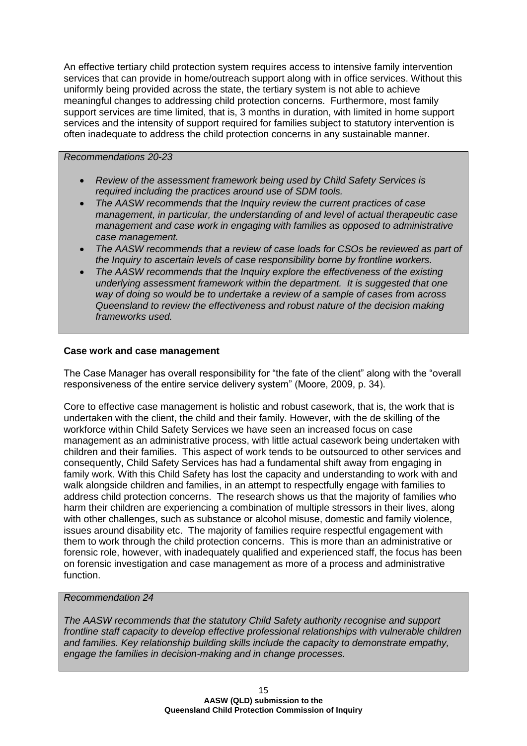An effective tertiary child protection system requires access to intensive family intervention services that can provide in home/outreach support along with in office services. Without this uniformly being provided across the state, the tertiary system is not able to achieve meaningful changes to addressing child protection concerns. Furthermore, most family support services are time limited, that is, 3 months in duration, with limited in home support services and the intensity of support required for families subject to statutory intervention is often inadequate to address the child protection concerns in any sustainable manner.

*Recommendations 20-23*

- *Review of the assessment framework being used by Child Safety Services is required including the practices around use of SDM tools.*
- *The AASW recommends that the Inquiry review the current practices of case management, in particular, the understanding of and level of actual therapeutic case management and case work in engaging with families as opposed to administrative case management.*
- *The AASW recommends that a review of case loads for CSOs be reviewed as part of the Inquiry to ascertain levels of case responsibility borne by frontline workers.*
- *The AASW recommends that the Inquiry explore the effectiveness of the existing underlying assessment framework within the department. It is suggested that one way of doing so would be to undertake a review of a sample of cases from across Queensland to review the effectiveness and robust nature of the decision making frameworks used.*

**Case work and case management**

The Case Manager has overall responsibility for "the fate of the client" along with the "overall responsiveness of the entire service delivery system" (Moore, 2009, p. 34).

Core to effective case management is holistic and robust casework, that is, the work that is undertaken with the client, the child and their family. However, with the de skilling of the workforce within Child Safety Services we have seen an increased focus on case management as an administrative process, with little actual casework being undertaken with children and their families. This aspect of work tends to be outsourced to other services and consequently, Child Safety Services has had a fundamental shift away from engaging in family work. With this Child Safety has lost the capacity and understanding to work with and walk alongside children and families, in an attempt to respectfully engage with families to address child protection concerns. The research shows us that the majority of families who harm their children are experiencing a combination of multiple stressors in their lives, along with other challenges, such as substance or alcohol misuse, domestic and family violence, issues around disability etc. The majority of families require respectful engagement with them to work through the child protection concerns. This is more than an administrative or forensic role, however, with inadequately qualified and experienced staff, the focus has been on forensic investigation and case management as more of a process and administrative function.

*Recommendation 24*

*The AASW recommends that the statutory Child Safety authority recognise and support frontline staff capacity to develop effective professional relationships with vulnerable children and families. Key relationship building skills include the capacity to demonstrate empathy, engage the families in decision-making and in change processes.*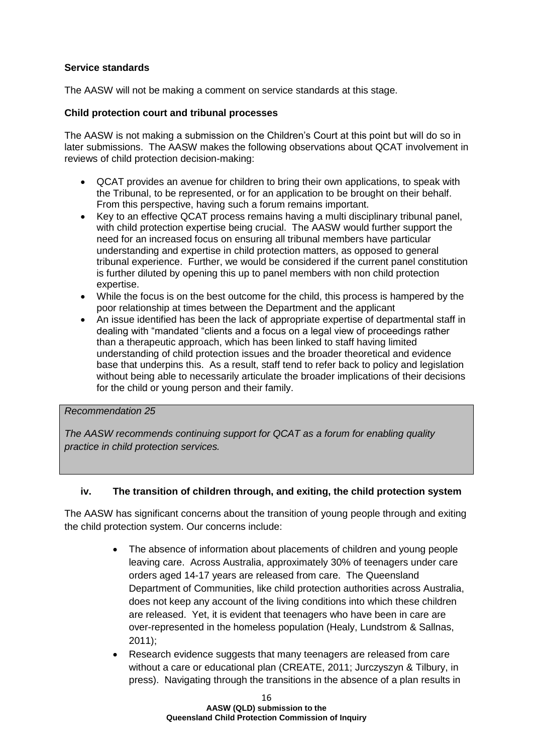**Service standards**

The AASW will not be making a comment on service standards at this stage.

**Child protection court and tribunal processes**

The AASW is not making a submission on the Children's Court at this point but will do so in later submissions. The AASW makes the following observations about QCAT involvement in reviews of child protection decision-making:

- QCAT provides an avenue for children to bring their own applications, to speak with the Tribunal, to be represented, or for an application to be brought on their behalf. From this perspective, having such a forum remains important.
- Key to an effective QCAT process remains having a multi disciplinary tribunal panel, with child protection expertise being crucial. The AASW would further support the need for an increased focus on ensuring all tribunal members have particular understanding and expertise in child protection matters, as opposed to general tribunal experience. Further, we would be considered if the current panel constitution is further diluted by opening this up to panel members with non child protection expertise.
- While the focus is on the best outcome for the child, this process is hampered by the poor relationship at times between the Department and the applicant
- An issue identified has been the lack of appropriate expertise of departmental staff in dealing with "mandated "clients and a focus on a legal view of proceedings rather than a therapeutic approach, which has been linked to staff having limited understanding of child protection issues and the broader theoretical and evidence base that underpins this. As a result, staff tend to refer back to policy and legislation without being able to necessarily articulate the broader implications of their decisions for the child or young person and their family.

*Recommendation 25*

*The AASW recommends continuing support for QCAT as a forum for enabling quality practice in child protection services.*

### iv. The transition of children through, and exiting, the child protection system

The AASW has significant concerns about the transition of young people through and exiting the child protection system. Our concerns include:

- The absence of information about placements of children and young people leaving care. Across Australia, approximately 30% of teenagers under care orders aged 14-17 years are released from care. The Queensland Department of Communities, like child protection authorities across Australia, does not keep any account of the living conditions into which these children are released. Yet, it is evident that teenagers who have been in care are over-represented in the homeless population (Healy, Lundstrom & Sallnas, 2011);
- Research evidence suggests that many teenagers are released from care without a care or educational plan (CREATE, 2011; Jurczyszyn & Tilbury, in press). Navigating through the transitions in the absence of a plan results in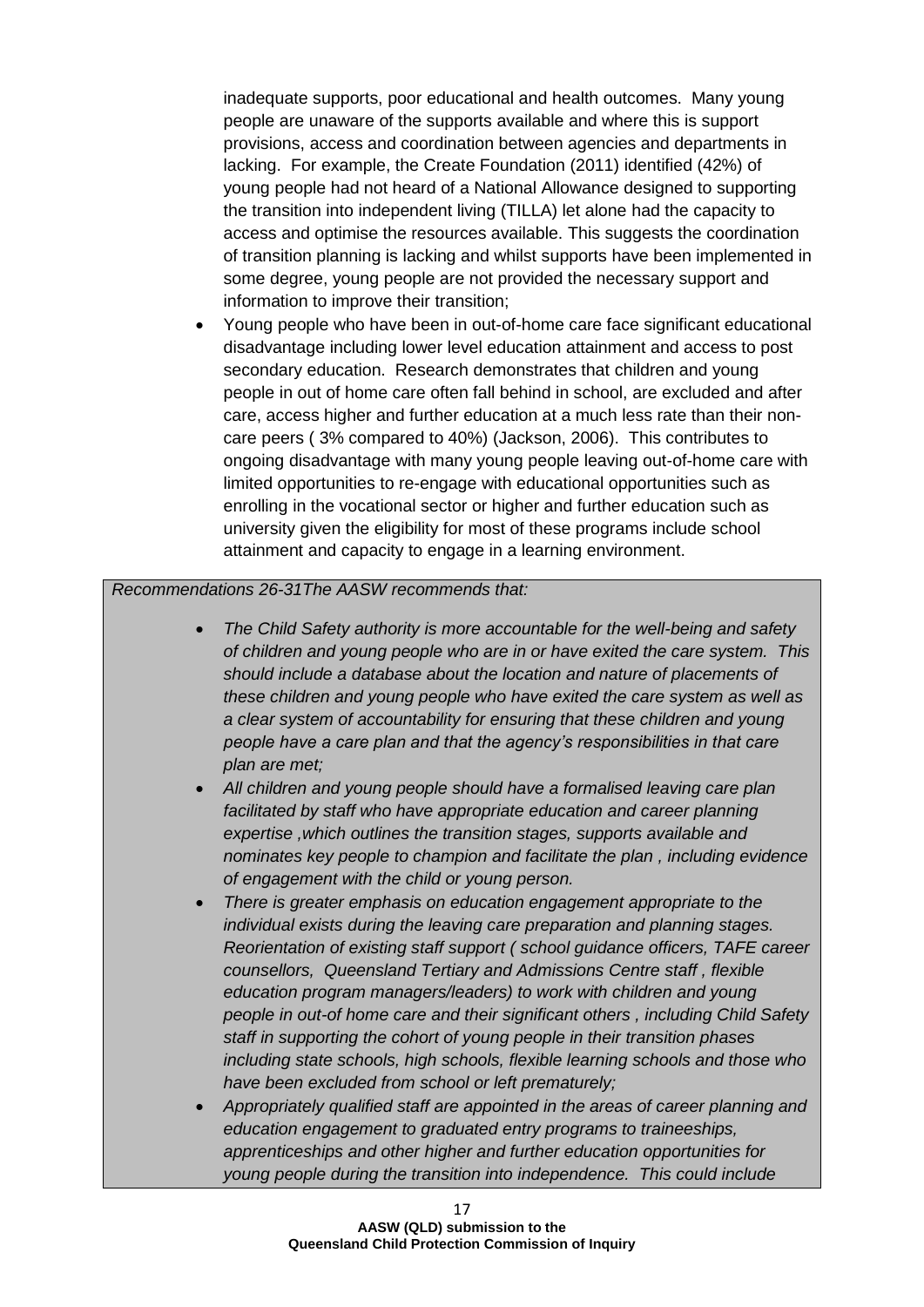inadequate supports, poor educational and health outcomes. Many young people are unaware of the supports available and where this is support provisions, access and coordination between agencies and departments in lacking. For example, the Create Foundation (2011) identified (42%) of young people had not heard of a National Allowance designed to supporting the transition into independent living (TILLA) let alone had the capacity to access and optimise the resources available. This suggests the coordination of transition planning is lacking and whilst supports have been implemented in some degree, young people are not provided the necessary support and information to improve their transition;

- Young people who have been in out-of-home care face significant educational disadvantage including lower level education attainment and access to post secondary education. Research demonstrates that children and young people in out of home care often fall behind in school, are excluded and after care, access higher and further education at a much less rate than their non-care peers ( 3% compared to 40%) (Jackson, 2006). This contributes to ongoing disadvantage with many young people leaving out-of-home care with limited opportunities to re-engage with educational opportunities such as enrolling in the vocational sector or higher and further education such as university given the eligibility for most of these programs include school attainment and capacity to engage in a learning environment.

*Recommendations 26-31The AASW recommends that:*

- *The Child Safety authority is more accountable for the well-being and safety of children and young people who are in or have exited the care system. This should include a database about the location and nature of placements of these children and young people who have exited the care system as well as a clear system of accountability for ensuring that these children and young people have a care plan and that the agency's responsibilities in that care plan are met;*
- *All children and young people should have a formalised leaving care plan facilitated by staff who have appropriate education and career planning expertise ,which outlines the transition stages, supports available and nominates key people to champion and facilitate the plan , including evidence of engagement with the child or young person.*
- *There is greater emphasis on education engagement appropriate to the individual exists during the leaving care preparation and planning stages. Reorientation of existing staff support ( school guidance officers, TAFE career counsellors, Queensland Tertiary and Admissions Centre staff , flexible education program managers/leaders) to work with children and young people in out-of home care and their significant others , including Child Safety staff in supporting the cohort of young people in their transition phases including state schools, high schools, flexible learning schools and those who have been excluded from school or left prematurely;*
- *Appropriately qualified staff are appointed in the areas of career planning and education engagement to graduated entry programs to traineeships, apprenticeships and other higher and further education opportunities for young people during the transition into independence. This could include*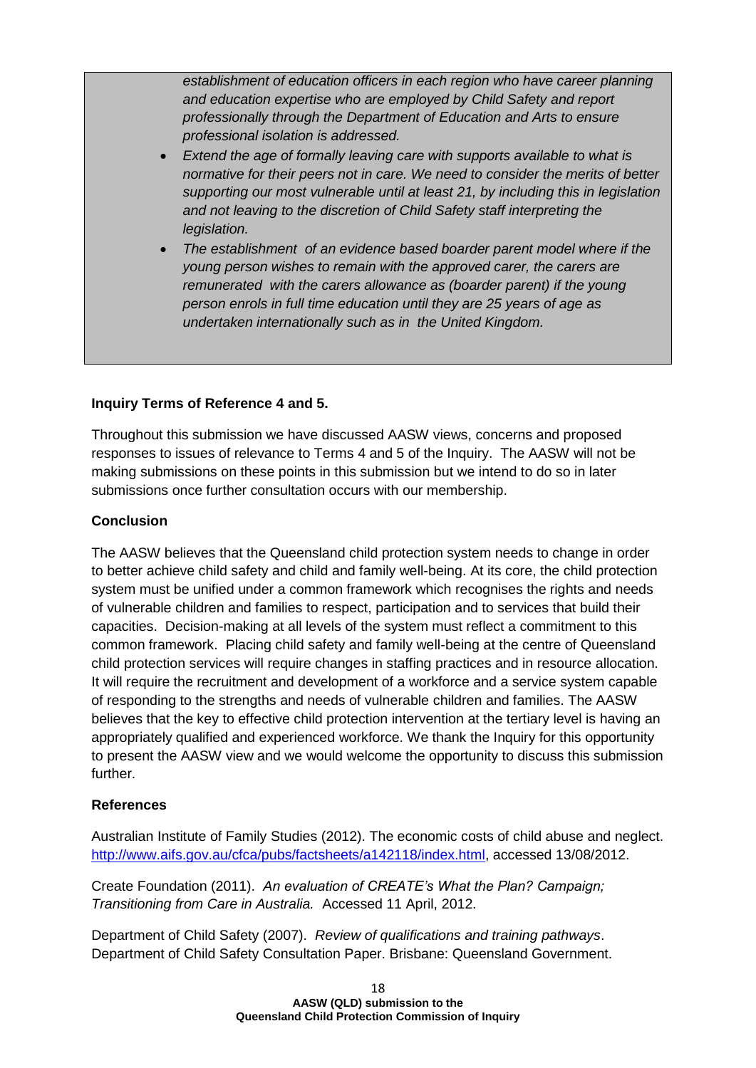*establishment of education officers in each region who have career planning and education expertise who are employed by Child Safety and report professionally through the Department of Education and Arts to ensure professional isolation is addressed.*

- *Extend the age of formally leaving care with supports available to what is normative for their peers not in care. We need to consider the merits of better supporting our most vulnerable until at least 21, by including this in legislation and not leaving to the discretion of Child Safety staff interpreting the legislation.*
- *The establishment of an evidence based boarder parent model where if the young person wishes to remain with the approved carer, the carers are remunerated with the carers allowance as (boarder parent) if the young person enrols in full time education until they are 25 years of age as undertaken internationally such as in the United Kingdom.*

**Inquiry Terms of Reference 4 and 5.**

Throughout this submission we have discussed AASW views, concerns and proposed responses to issues of relevance to Terms 4 and 5 of the Inquiry. The AASW will not be making submissions on these points in this submission but we intend to do so in later submissions once further consultation occurs with our membership.

**Conclusion**

The AASW believes that the Queensland child protection system needs to change in order to better achieve child safety and child and family well-being. At its core, the child protection system must be unified under a common framework which recognises the rights and needs of vulnerable children and families to respect, participation and to services that build their capacities. Decision-making at all levels of the system must reflect a commitment to this common framework. Placing child safety and family well-being at the centre of Queensland child protection services will require changes in staffing practices and in resource allocation. It will require the recruitment and development of a workforce and a service system capable of responding to the strengths and needs of vulnerable children and families. The AASW believes that the key to effective child protection intervention at the tertiary level is having an appropriately qualified and experienced workforce. We thank the Inquiry for this opportunity to present the AASW view and we would welcome the opportunity to discuss this submission further.

**References**

Australian Institute of Family Studies (2012). The economic costs of child abuse and neglect. http://www.aifs.gov.au/cfca/pubs/factsheets/a142118/index.html, accessed 13/08/2012.

Create Foundation (2011). *An evaluation of CREATE's What the Plan? Campaign; Transitioning from Care in Australia.* Accessed 11 April, 2012.

Department of Child Safety (2007). *Review of qualifications and training pathways*. Department of Child Safety Consultation Paper. Brisbane: Queensland Government.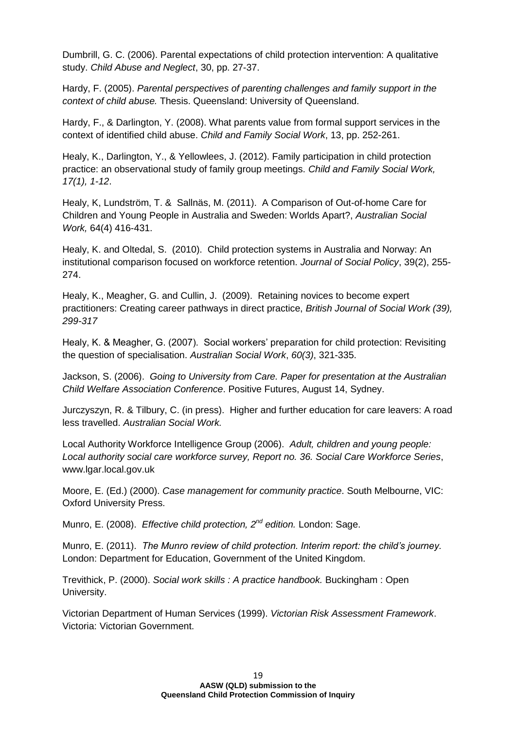Dumbrill, G. C. (2006). Parental expectations of child protection intervention: A qualitative study. *Child Abuse and Neglect*, 30, pp. 27-37.

Hardy, F. (2005). *Parental perspectives of parenting challenges and family support in the context of child abuse.* Thesis. Queensland: University of Queensland.

Hardy, F., & Darlington, Y. (2008). What parents value from formal support services in the context of identified child abuse. *Child and Family Social Work*, 13, pp. 252-261.

Healy, K., Darlington, Y., & Yellowlees, J. (2012). Family participation in child protection practice: an observational study of family group meetings. *Child and Family Social Work, 17(1), 1-12*.

Healy, K, Lundström, T. & Sallnäs, M. (2011). A Comparison of Out-of-home Care for Children and Young People in Australia and Sweden: Worlds Apart?, *Australian Social Work,* 64(4) 416-431.

Healy, K. and Oltedal, S. (2010). Child protection systems in Australia and Norway: An institutional comparison focused on workforce retention. *Journal of Social Policy*, 39(2), 255-274.

Healy, K., Meagher, G. and Cullin, J. (2009). Retaining novices to become expert practitioners: Creating career pathways in direct practice, *British Journal of Social Work (39), 299-317*

Healy, K. & Meagher, G. (2007). Social workers' preparation for child protection: Revisiting the question of specialisation. *Australian Social Work*, *60(3)*, 321-335.

Jackson, S. (2006). *Going to University from Care. Paper for presentation at the Australian Child Welfare Association Conference*. Positive Futures, August 14, Sydney.

Jurczyszyn, R. & Tilbury, C. (in press). Higher and further education for care leavers: A road less travelled. *Australian Social Work.*

Local Authority Workforce Intelligence Group (2006). *Adult, children and young people: Local authority social care workforce survey, Report no. 36. Social Care Workforce Series*, www.lgar.local.gov.uk

Moore, E. (Ed.) (2000). *Case management for community practice*. South Melbourne, VIC: Oxford University Press.

Munro, E. (2008). *Effective child protection, 2nd edition.* London: Sage.

Munro, E. (2011). *The Munro review of child protection. Interim report: the child's journey.* London: Department for Education, Government of the United Kingdom.

Trevithick, P. (2000). *Social work skills : A practice handbook.* Buckingham : Open University.

Victorian Department of Human Services (1999). *Victorian Risk Assessment Framework*. Victoria: Victorian Government.